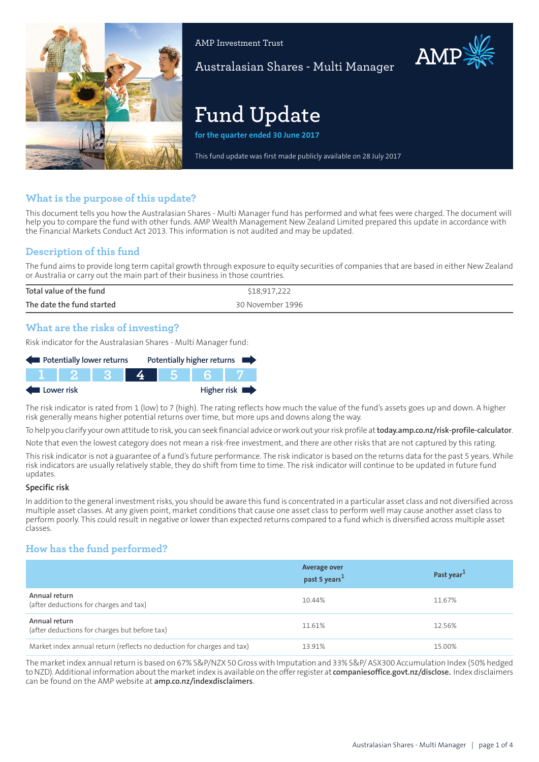AMP Investment Trust

Australasian Shares - Multi Manager

# Fund Update

**for the quarter ended 30 June 2017**

This fund update was first made publicly available on 28 July 2017

## What is the purpose of this update?

This document tells you how the Australasian Shares - Multi Manager fund has performed and what fees were charged. The document will help you to compare the fund with other funds. AMP Wealth Management New Zealand Limited prepared this update in accordance with the Financial Markets Conduct Act 2013. This information is not audited and may be updated.

## Description of this fund

The fund aims to provide long term capital growth through exposure to equity securities of companies that are based in either New Zealand or Australia or carry out the main part of their business in those countries.

| | |
|---|---|
| **Total value of the fund** | $18,917,222 |
| **The date the fund started** | 30 November 1996 |

## What are the risks of investing?

Risk indicator for the Australasian Shares - Multi Manager fund:

Potentially lower returns ← → Potentially higher returns

| 1 | 2 | 3 | **4** | 5 | 6 | 7 |
|---|---|---|---|---|---|---|

Lower risk ← → Higher risk

The risk indicator is rated from 1 (low) to 7 (high). The rating reflects how much the value of the fund's assets goes up and down. A higher risk generally means higher potential returns over time, but more ups and downs along the way.

To help you clarify your own attitude to risk, you can seek financial advice or work out your risk profile at **today.amp.co.nz/risk-profile-calculator**.

Note that even the lowest category does not mean a risk-free investment, and there are other risks that are not captured by this rating.

This risk indicator is not a guarantee of a fund's future performance. The risk indicator is based on the returns data for the past 5 years. While risk indicators are usually relatively stable, they do shift from time to time. The risk indicator will continue to be updated in future fund updates.

### Specific risk

In addition to the general investment risks, you should be aware this fund is concentrated in a particular asset class and not diversified across multiple asset classes. At any given point, market conditions that cause one asset class to perform well may cause another asset class to perform poorly. This could result in negative or lower than expected returns compared to a fund which is diversified across multiple asset classes.

## How has the fund performed?

| | Average over past 5 years[1] | Past year[1] |
|---|---|---|
| **Annual return** (after deductions for charges and tax) | 10.44% | 11.67% |
| **Annual return** (after deductions for charges but before tax) | 11.61% | 12.56% |
| Market index annual return (reflects no deduction for charges and tax) | 13.91% | 15.00% |

The market index annual return is based on 67% S&P/NZX 50 Gross with Imputation and 33% S&P/ ASX300 Accumulation Index (50% hedged to NZD). Additional information about the market index is available on the offer register at **companiesoffice.govt.nz/disclose.** Index disclaimers can be found on the AMP website at **amp.co.nz/indexdisclaimers**.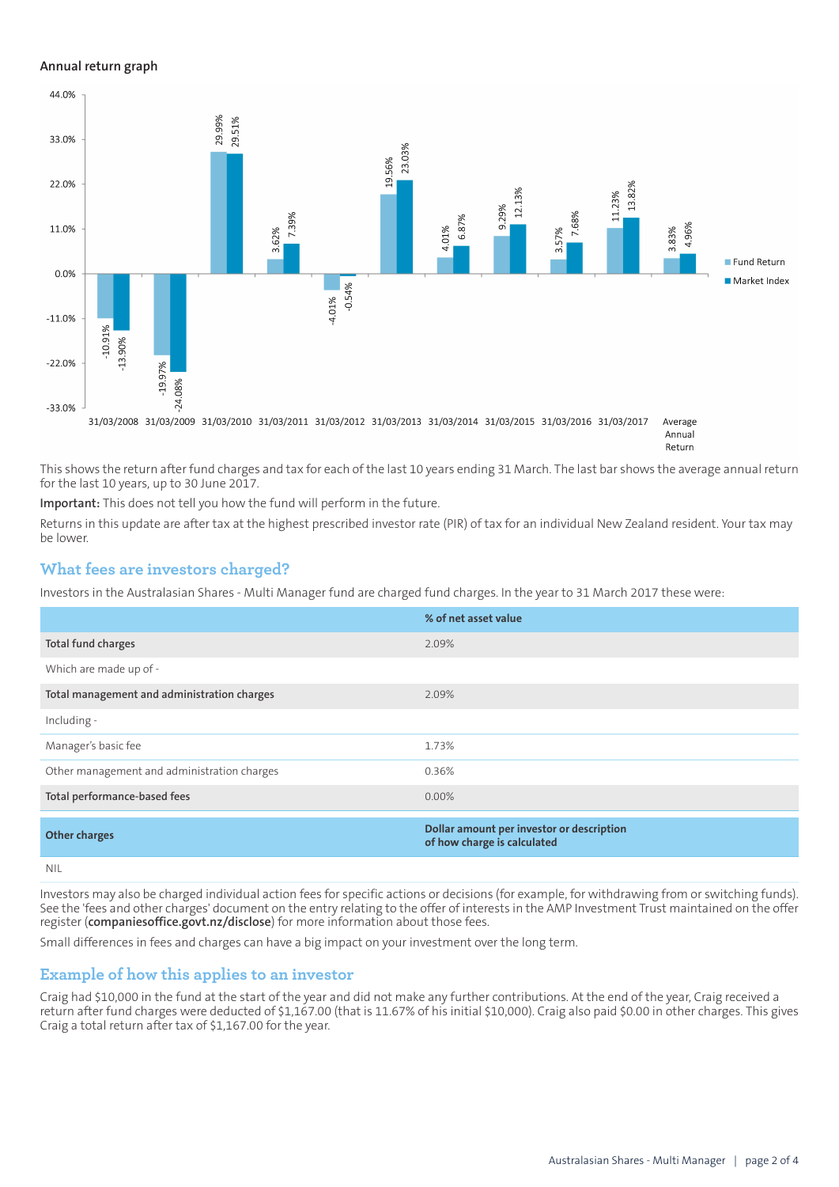### Annual return graph

| Year ending | Fund Return | Market Index |
|---|---|---|
| 31/03/2008 | -10.91% | -13.90% |
| 31/03/2009 | -19.97% | -24.08% |
| 31/03/2010 | 29.99% | 29.51% |
| 31/03/2011 | 3.62% | 7.39% |
| 31/03/2012 | -4.01% | -0.54% |
| 31/03/2013 | 19.56% | 23.03% |
| 31/03/2014 | 4.01% | 6.87% |
| 31/03/2015 | 9.29% | 12.13% |
| 31/03/2016 | 3.57% | 7.68% |
| 31/03/2017 | 11.23% | 13.82% |
| Average Annual Return | 3.83% | 4.96% |

This shows the return after fund charges and tax for each of the last 10 years ending 31 March. The last bar shows the average annual return for the last 10 years, up to 30 June 2017.

**Important:** This does not tell you how the fund will perform in the future.

Returns in this update are after tax at the highest prescribed investor rate (PIR) of tax for an individual New Zealand resident. Your tax may be lower.

## What fees are investors charged?

Investors in the Australasian Shares - Multi Manager fund are charged fund charges. In the year to 31 March 2017 these were:

| | % of net asset value |
|---|---|
| **Total fund charges** | 2.09% |
| Which are made up of - | |
| **Total management and administration charges** | 2.09% |
| Including - | |
| Manager's basic fee | 1.73% |
| Other management and administration charges | 0.36% |
| **Total performance-based fees** | 0.00% |

| Other charges | Dollar amount per investor or description of how charge is calculated |
|---|---|
| NIL | |

Investors may also be charged individual action fees for specific actions or decisions (for example, for withdrawing from or switching funds). See the 'fees and other charges' document on the entry relating to the offer of interests in the AMP Investment Trust maintained on the offer register (**companiesoffice.govt.nz/disclose**) for more information about those fees.

Small differences in fees and charges can have a big impact on your investment over the long term.

## Example of how this applies to an investor

Craig had $10,000 in the fund at the start of the year and did not make any further contributions. At the end of the year, Craig received a return after fund charges were deducted of $1,167.00 (that is 11.67% of his initial $10,000). Craig also paid $0.00 in other charges. This gives Craig a total return after tax of $1,167.00 for the year.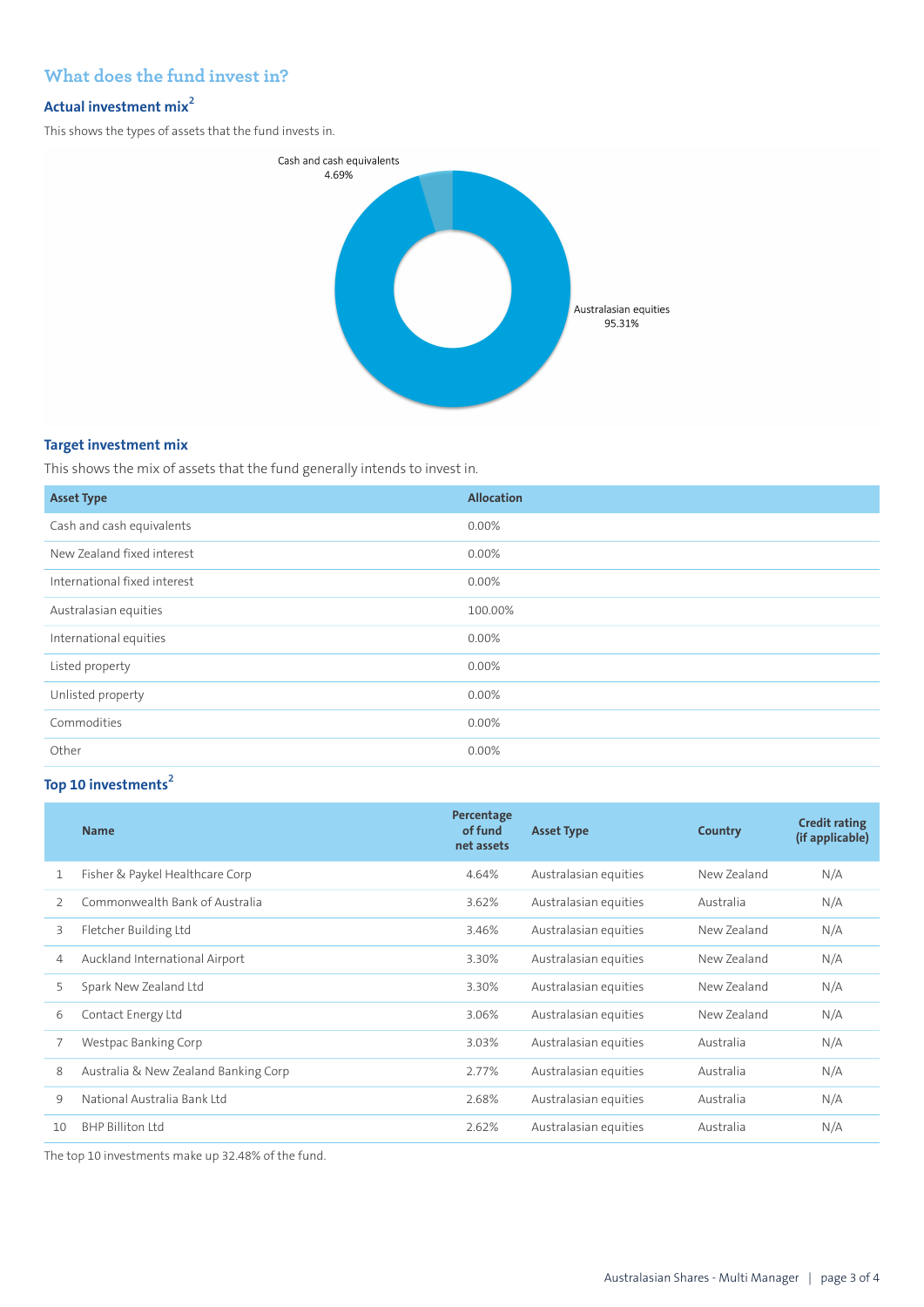## What does the fund invest in?

### Actual investment mix[2]

This shows the types of assets that the fund invests in.

Cash and cash equivalents
4.69%

Australasian equities
95.31%

### Target investment mix

This shows the mix of assets that the fund generally intends to invest in.

| Asset Type | Allocation |
|---|---|
| Cash and cash equivalents | 0.00% |
| New Zealand fixed interest | 0.00% |
| International fixed interest | 0.00% |
| Australasian equities | 100.00% |
| International equities | 0.00% |
| Listed property | 0.00% |
| Unlisted property | 0.00% |
| Commodities | 0.00% |
| Other | 0.00% |

### Top 10 investments[2]

| | Name | Percentage of fund net assets | Asset Type | Country | Credit rating (if applicable) |
|---|---|---|---|---|---|
| 1 | Fisher & Paykel Healthcare Corp | 4.64% | Australasian equities | New Zealand | N/A |
| 2 | Commonwealth Bank of Australia | 3.62% | Australasian equities | Australia | N/A |
| 3 | Fletcher Building Ltd | 3.46% | Australasian equities | New Zealand | N/A |
| 4 | Auckland International Airport | 3.30% | Australasian equities | New Zealand | N/A |
| 5 | Spark New Zealand Ltd | 3.30% | Australasian equities | New Zealand | N/A |
| 6 | Contact Energy Ltd | 3.06% | Australasian equities | New Zealand | N/A |
| 7 | Westpac Banking Corp | 3.03% | Australasian equities | Australia | N/A |
| 8 | Australia & New Zealand Banking Corp | 2.77% | Australasian equities | Australia | N/A |
| 9 | National Australia Bank Ltd | 2.68% | Australasian equities | Australia | N/A |
| 10 | BHP Billiton Ltd | 2.62% | Australasian equities | Australia | N/A |

The top 10 investments make up 32.48% of the fund.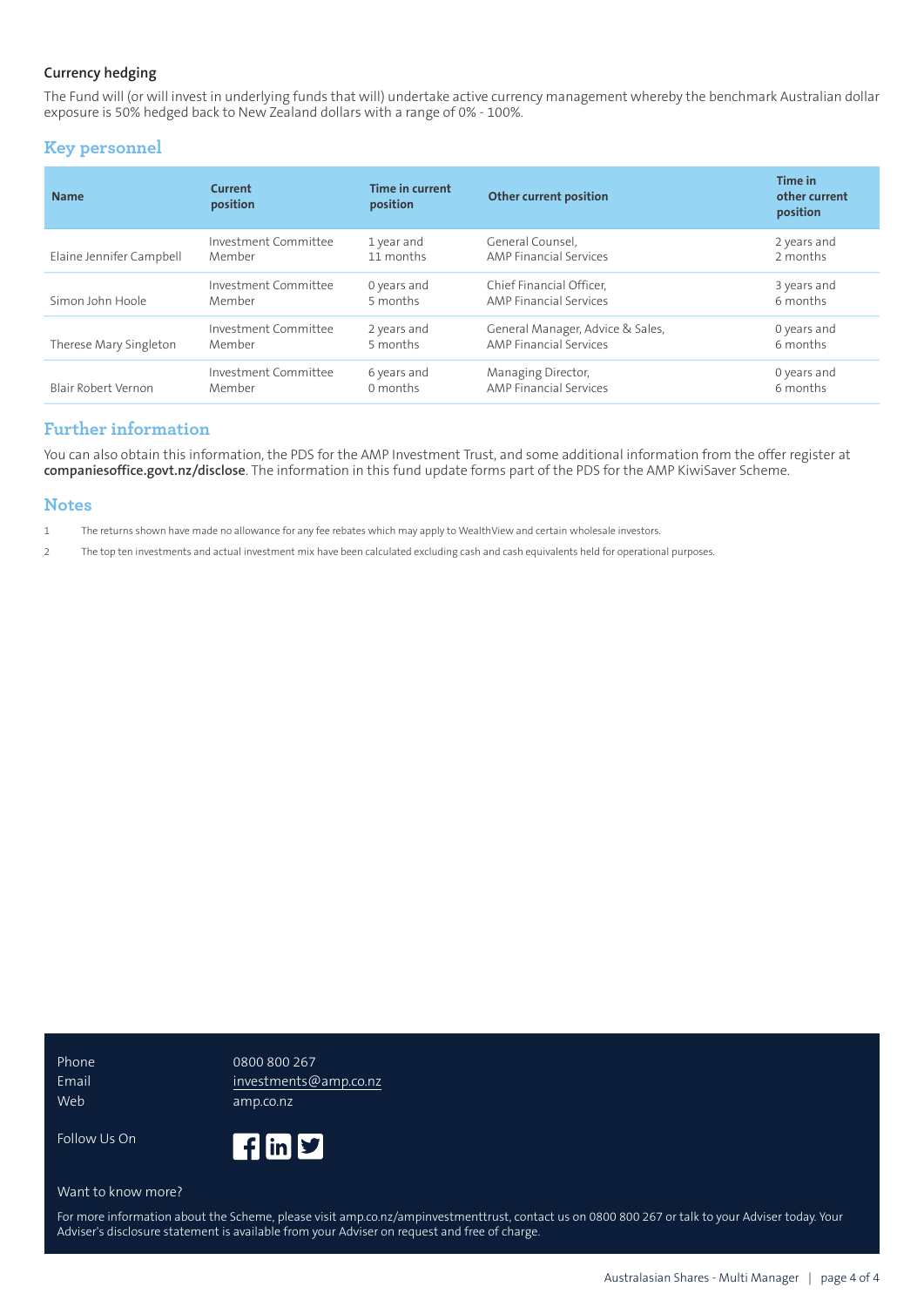### Currency hedging

The Fund will (or will invest in underlying funds that will) undertake active currency management whereby the benchmark Australian dollar exposure is 50% hedged back to New Zealand dollars with a range of 0% - 100%.

## Key personnel

| Name | Current position | Time in current position | Other current position | Time in other current position |
|---|---|---|---|---|
| Elaine Jennifer Campbell | Investment Committee Member | 1 year and 11 months | General Counsel, AMP Financial Services | 2 years and 2 months |
| Simon John Hoole | Investment Committee Member | 0 years and 5 months | Chief Financial Officer, AMP Financial Services | 3 years and 6 months |
| Therese Mary Singleton | Investment Committee Member | 2 years and 5 months | General Manager, Advice & Sales, AMP Financial Services | 0 years and 6 months |
| Blair Robert Vernon | Investment Committee Member | 6 years and 0 months | Managing Director, AMP Financial Services | 0 years and 6 months |

## Further information

You can also obtain this information, the PDS for the AMP Investment Trust, and some additional information from the offer register at **companiesoffice.govt.nz/disclose**. The information in this fund update forms part of the PDS for the AMP KiwiSaver Scheme.

## Notes

1 The returns shown have made no allowance for any fee rebates which may apply to WealthView and certain wholesale investors.

2 The top ten investments and actual investment mix have been calculated excluding cash and cash equivalents held for operational purposes.

Phone 0800 800 267
Email investments@amp.co.nz
Web amp.co.nz

Follow Us On

Want to know more?

For more information about the Scheme, please visit amp.co.nz/ampinvestmenttrust, contact us on 0800 800 267 or talk to your Adviser today. Your Adviser's disclosure statement is available from your Adviser on request and free of charge.